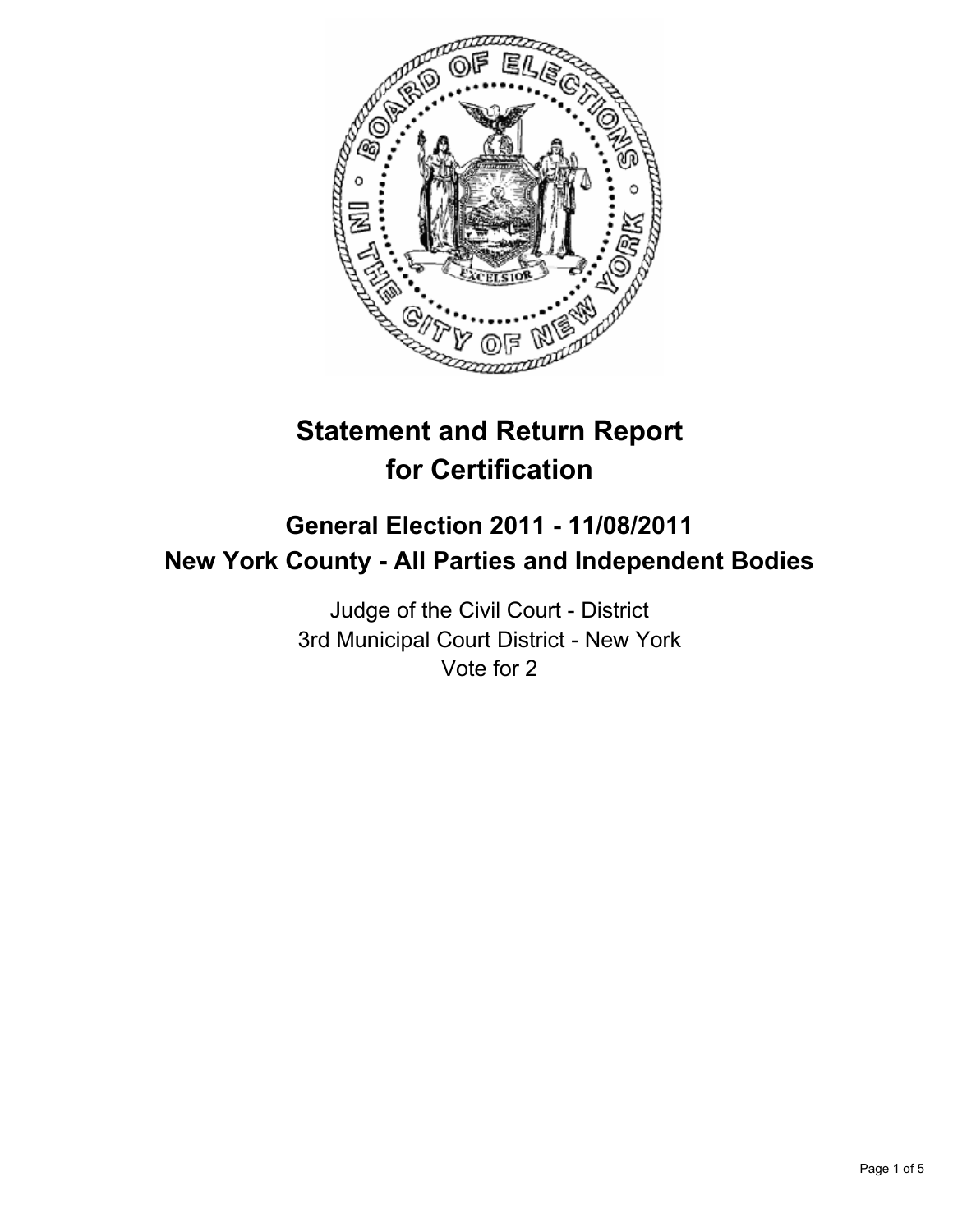# Statement and Return Report for Certification

## General Election 2011 - 11/08/2011
## New York County - All Parties and Independent Bodies

Judge of the Civil Court - District
3rd Municipal Court District - New York
Vote for 2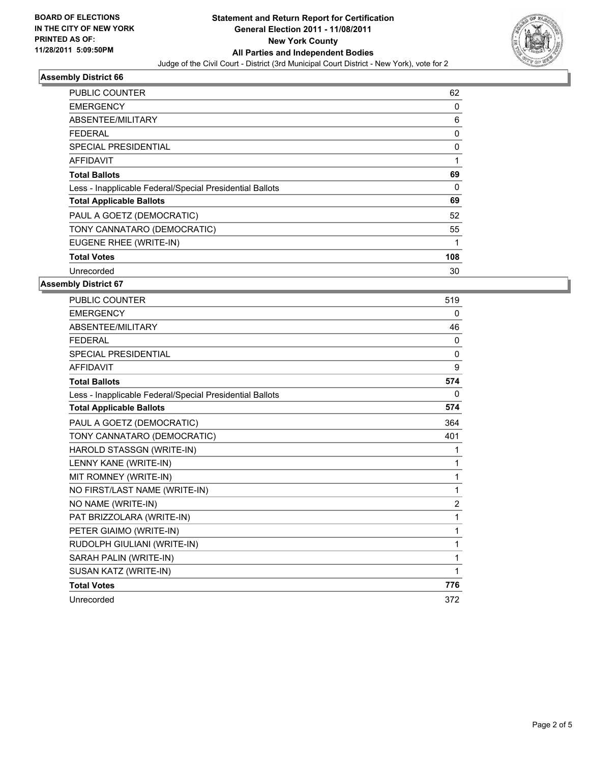**BOARD OF ELECTIONS IN THE CITY OF NEW YORK PRINTED AS OF: 11/28/2011 5:09:50PM**

## Statement and Return Report for Certification General Election 2011 - 11/08/2011 New York County All Parties and Independent Bodies

Judge of the Civil Court - District (3rd Municipal Court District - New York), vote for 2

### Assembly District 66

| | |
|---|---|
| PUBLIC COUNTER | 62 |
| EMERGENCY | 0 |
| ABSENTEE/MILITARY | 6 |
| FEDERAL | 0 |
| SPECIAL PRESIDENTIAL | 0 |
| AFFIDAVIT | 1 |
| **Total Ballots** | **69** |
| Less - Inapplicable Federal/Special Presidential Ballots | 0 |
| **Total Applicable Ballots** | **69** |
| PAUL A GOETZ (DEMOCRATIC) | 52 |
| TONY CANNATARO (DEMOCRATIC) | 55 |
| EUGENE RHEE (WRITE-IN) | 1 |
| **Total Votes** | **108** |
| Unrecorded | 30 |

### Assembly District 67

| | |
|---|---|
| PUBLIC COUNTER | 519 |
| EMERGENCY | 0 |
| ABSENTEE/MILITARY | 46 |
| FEDERAL | 0 |
| SPECIAL PRESIDENTIAL | 0 |
| AFFIDAVIT | 9 |
| **Total Ballots** | **574** |
| Less - Inapplicable Federal/Special Presidential Ballots | 0 |
| **Total Applicable Ballots** | **574** |
| PAUL A GOETZ (DEMOCRATIC) | 364 |
| TONY CANNATARO (DEMOCRATIC) | 401 |
| HAROLD STASSGN (WRITE-IN) | 1 |
| LENNY KANE (WRITE-IN) | 1 |
| MIT ROMNEY (WRITE-IN) | 1 |
| NO FIRST/LAST NAME (WRITE-IN) | 1 |
| NO NAME (WRITE-IN) | 2 |
| PAT BRIZZOLARA (WRITE-IN) | 1 |
| PETER GIAIMO (WRITE-IN) | 1 |
| RUDOLPH GIULIANI (WRITE-IN) | 1 |
| SARAH PALIN (WRITE-IN) | 1 |
| SUSAN KATZ (WRITE-IN) | 1 |
| **Total Votes** | **776** |
| Unrecorded | 372 |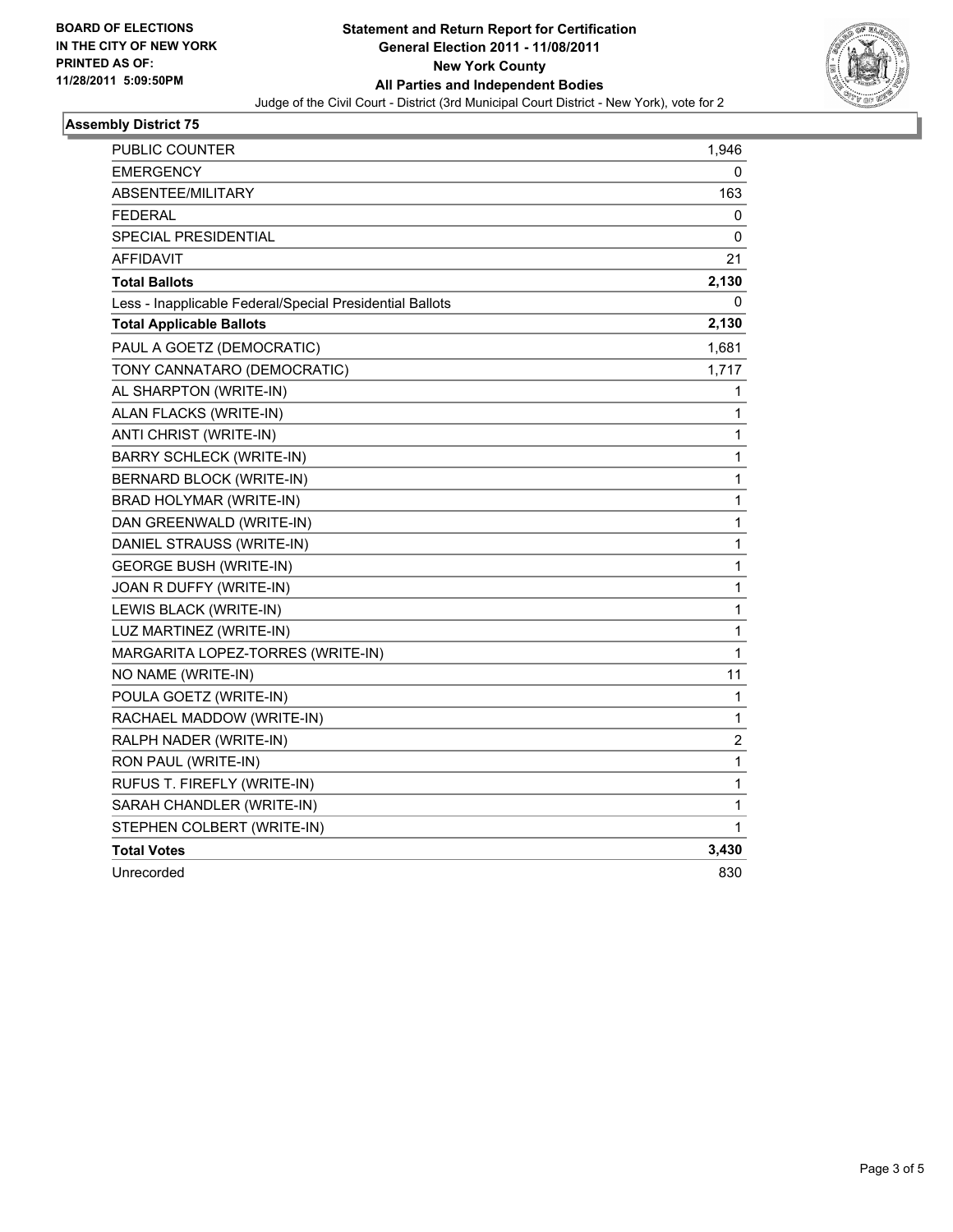**BOARD OF ELECTIONS IN THE CITY OF NEW YORK PRINTED AS OF: 11/28/2011 5:09:50PM**

# Statement and Return Report for Certification
## General Election 2011 - 11/08/2011
## New York County
## All Parties and Independent Bodies

Judge of the Civil Court - District (3rd Municipal Court District - New York), vote for 2

### Assembly District 75

| | |
|---|---|
| PUBLIC COUNTER | 1,946 |
| EMERGENCY | 0 |
| ABSENTEE/MILITARY | 163 |
| FEDERAL | 0 |
| SPECIAL PRESIDENTIAL | 0 |
| AFFIDAVIT | 21 |
| **Total Ballots** | **2,130** |
| Less - Inapplicable Federal/Special Presidential Ballots | 0 |
| **Total Applicable Ballots** | **2,130** |
| PAUL A GOETZ (DEMOCRATIC) | 1,681 |
| TONY CANNATARO (DEMOCRATIC) | 1,717 |
| AL SHARPTON (WRITE-IN) | 1 |
| ALAN FLACKS (WRITE-IN) | 1 |
| ANTI CHRIST (WRITE-IN) | 1 |
| BARRY SCHLECK (WRITE-IN) | 1 |
| BERNARD BLOCK (WRITE-IN) | 1 |
| BRAD HOLYMAR (WRITE-IN) | 1 |
| DAN GREENWALD (WRITE-IN) | 1 |
| DANIEL STRAUSS (WRITE-IN) | 1 |
| GEORGE BUSH (WRITE-IN) | 1 |
| JOAN R DUFFY (WRITE-IN) | 1 |
| LEWIS BLACK (WRITE-IN) | 1 |
| LUZ MARTINEZ (WRITE-IN) | 1 |
| MARGARITA LOPEZ-TORRES (WRITE-IN) | 1 |
| NO NAME (WRITE-IN) | 11 |
| POULA GOETZ (WRITE-IN) | 1 |
| RACHAEL MADDOW (WRITE-IN) | 1 |
| RALPH NADER (WRITE-IN) | 2 |
| RON PAUL (WRITE-IN) | 1 |
| RUFUS T. FIREFLY (WRITE-IN) | 1 |
| SARAH CHANDLER (WRITE-IN) | 1 |
| STEPHEN COLBERT (WRITE-IN) | 1 |
| **Total Votes** | **3,430** |
| Unrecorded | 830 |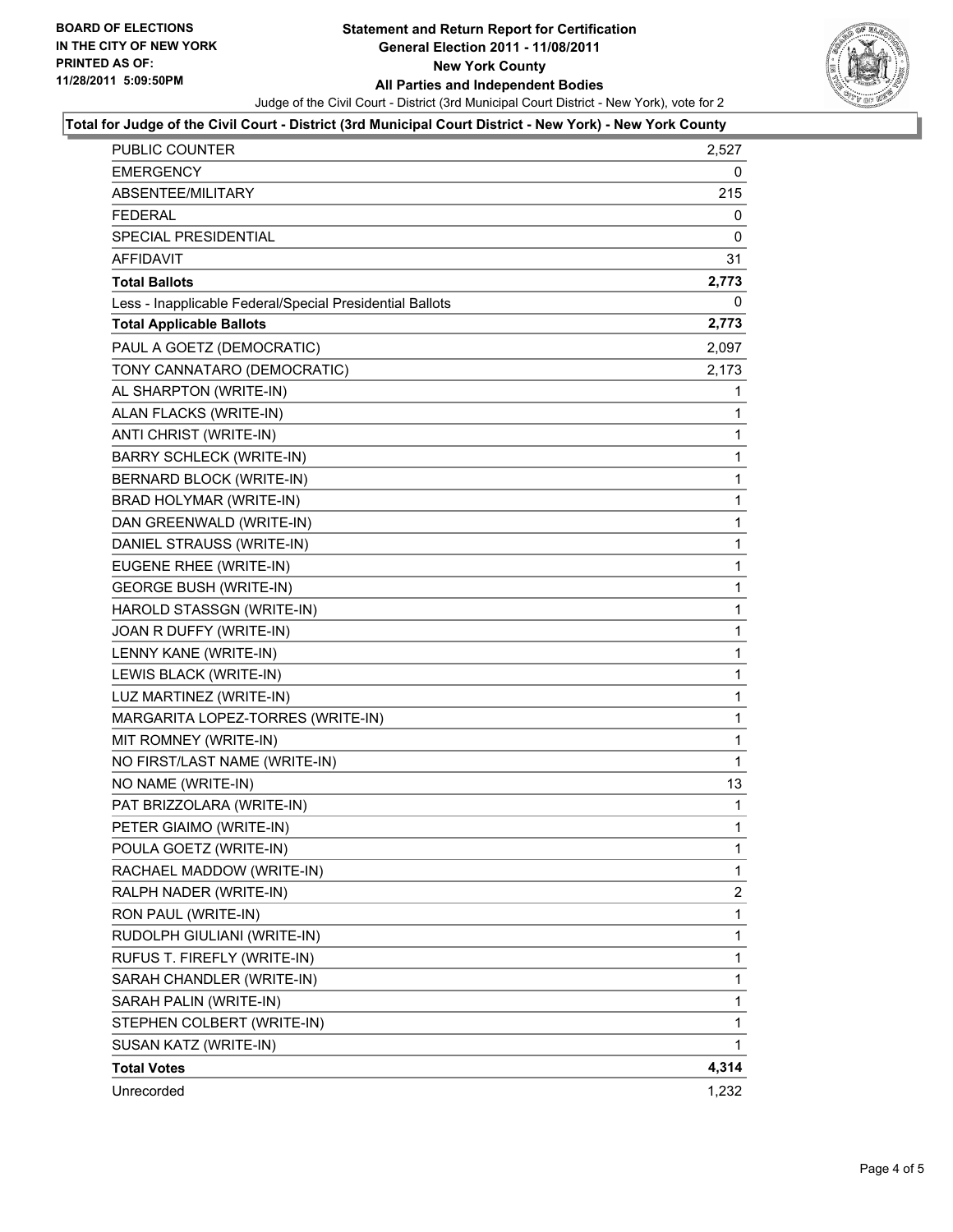**BOARD OF ELECTIONS IN THE CITY OF NEW YORK PRINTED AS OF: 11/28/2011 5:09:50PM**

# Statement and Return Report for Certification
## General Election 2011 - 11/08/2011
## New York County
## All Parties and Independent Bodies

Judge of the Civil Court - District (3rd Municipal Court District - New York), vote for 2

**Total for Judge of the Civil Court - District (3rd Municipal Court District - New York) - New York County**

| | |
|---|---|
| PUBLIC COUNTER | 2,527 |
| EMERGENCY | 0 |
| ABSENTEE/MILITARY | 215 |
| FEDERAL | 0 |
| SPECIAL PRESIDENTIAL | 0 |
| AFFIDAVIT | 31 |
| **Total Ballots** | **2,773** |
| Less - Inapplicable Federal/Special Presidential Ballots | 0 |
| **Total Applicable Ballots** | **2,773** |
| PAUL A GOETZ (DEMOCRATIC) | 2,097 |
| TONY CANNATARO (DEMOCRATIC) | 2,173 |
| AL SHARPTON (WRITE-IN) | 1 |
| ALAN FLACKS (WRITE-IN) | 1 |
| ANTI CHRIST (WRITE-IN) | 1 |
| BARRY SCHLECK (WRITE-IN) | 1 |
| BERNARD BLOCK (WRITE-IN) | 1 |
| BRAD HOLYMAR (WRITE-IN) | 1 |
| DAN GREENWALD (WRITE-IN) | 1 |
| DANIEL STRAUSS (WRITE-IN) | 1 |
| EUGENE RHEE (WRITE-IN) | 1 |
| GEORGE BUSH (WRITE-IN) | 1 |
| HAROLD STASSGN (WRITE-IN) | 1 |
| JOAN R DUFFY (WRITE-IN) | 1 |
| LENNY KANE (WRITE-IN) | 1 |
| LEWIS BLACK (WRITE-IN) | 1 |
| LUZ MARTINEZ (WRITE-IN) | 1 |
| MARGARITA LOPEZ-TORRES (WRITE-IN) | 1 |
| MIT ROMNEY (WRITE-IN) | 1 |
| NO FIRST/LAST NAME (WRITE-IN) | 1 |
| NO NAME (WRITE-IN) | 13 |
| PAT BRIZZOLARA (WRITE-IN) | 1 |
| PETER GIAIMO (WRITE-IN) | 1 |
| POULA GOETZ (WRITE-IN) | 1 |
| RACHAEL MADDOW (WRITE-IN) | 1 |
| RALPH NADER (WRITE-IN) | 2 |
| RON PAUL (WRITE-IN) | 1 |
| RUDOLPH GIULIANI (WRITE-IN) | 1 |
| RUFUS T. FIREFLY (WRITE-IN) | 1 |
| SARAH CHANDLER (WRITE-IN) | 1 |
| SARAH PALIN (WRITE-IN) | 1 |
| STEPHEN COLBERT (WRITE-IN) | 1 |
| SUSAN KATZ (WRITE-IN) | 1 |
| **Total Votes** | **4,314** |
| Unrecorded | 1,232 |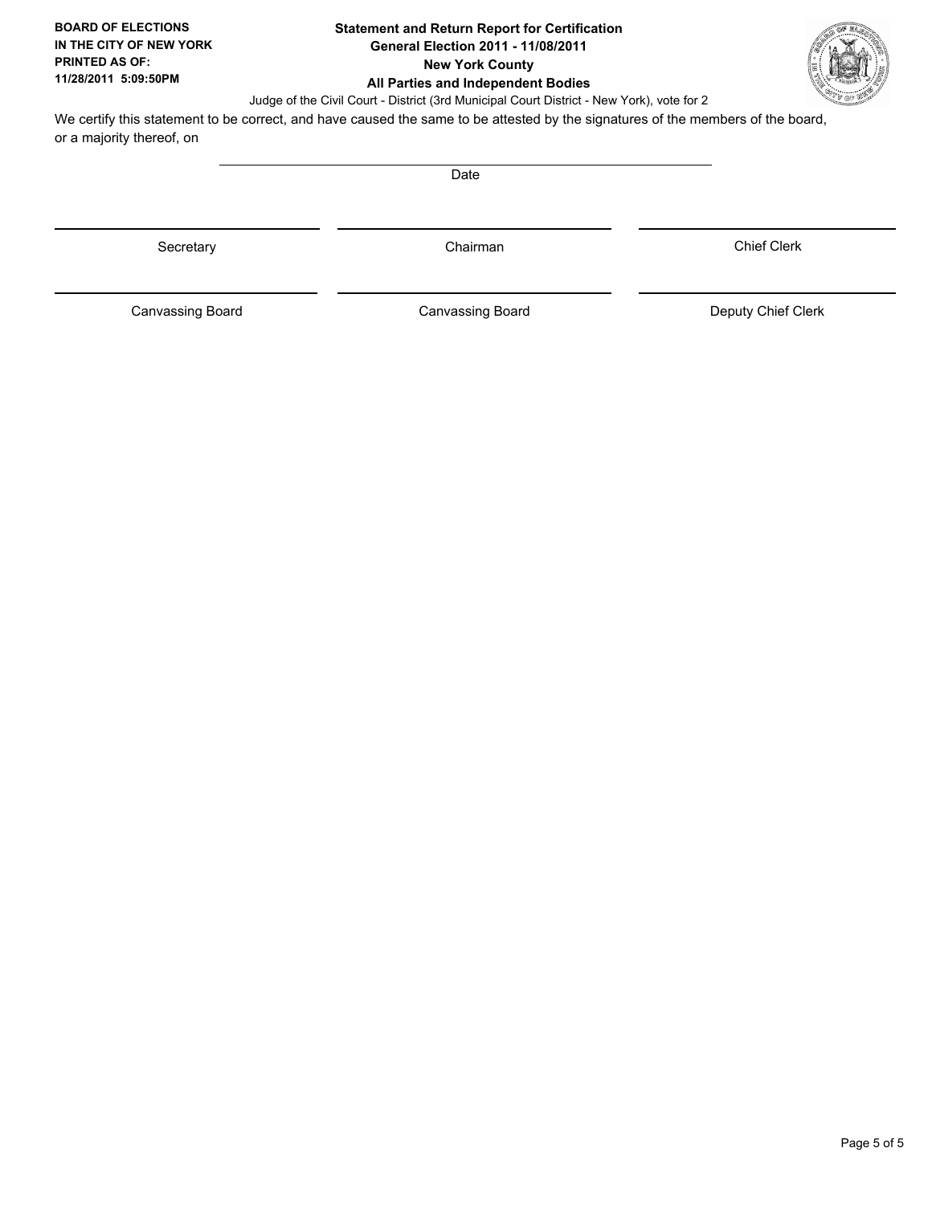**BOARD OF ELECTIONS IN THE CITY OF NEW YORK PRINTED AS OF: 11/28/2011 5:09:50PM**

**Statement and Return Report for Certification**
**General Election 2011 - 11/08/2011**
**New York County**
**All Parties and Independent Bodies**

Judge of the Civil Court - District (3rd Municipal Court District - New York), vote for 2

We certify this statement to be correct, and have caused the same to be attested by the signatures of the members of the board, or a majority thereof, on

\_\_\_\_\_\_\_\_\_\_\_\_\_\_\_\_\_\_\_\_\_\_\_\_\_\_\_\_\_\_\_\_\_\_\_\_\_\_\_\_

Date

| | | |
|---|---|---|
| Secretary | Chairman | Chief Clerk |
| Canvassing Board | Canvassing Board | Deputy Chief Clerk |